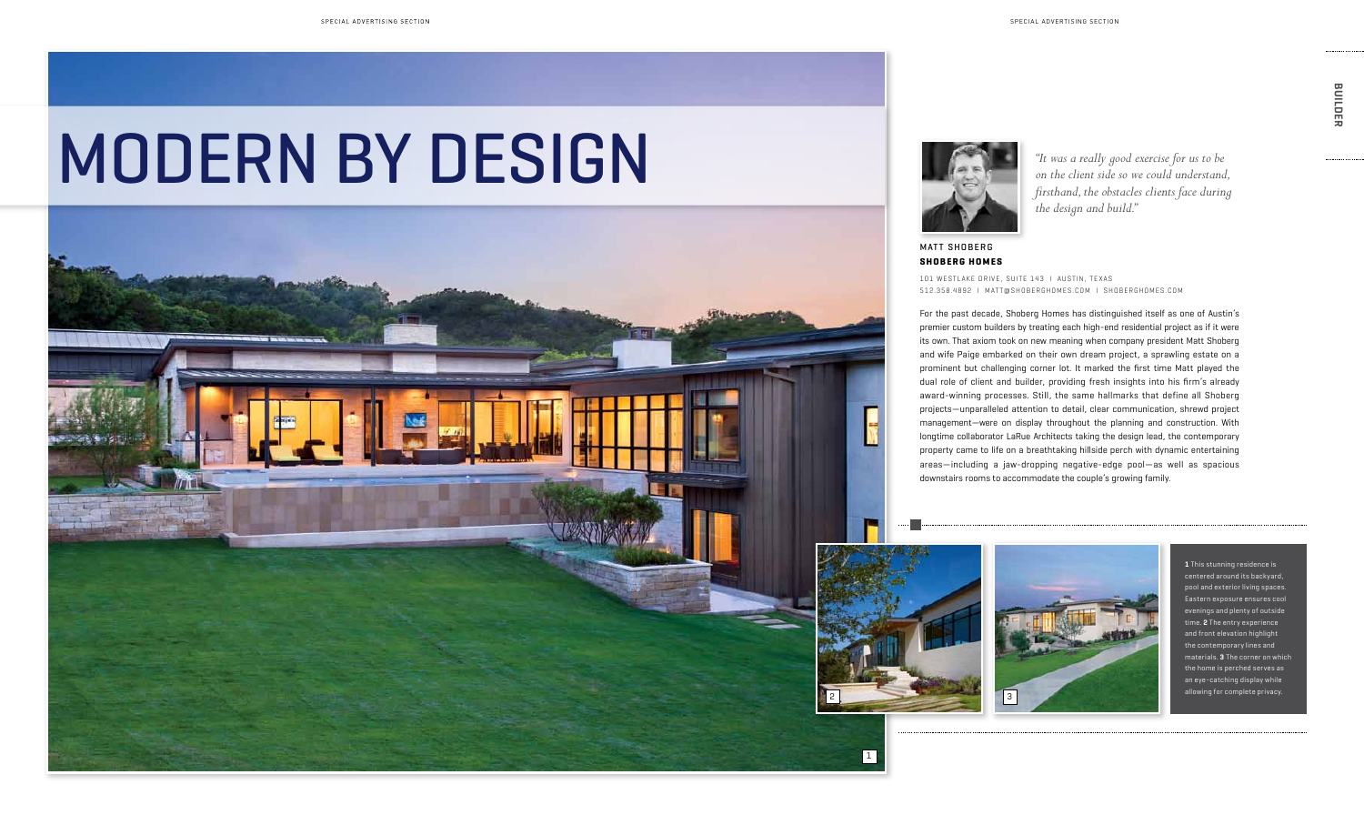# MODERN BY DESIGN

*"It was a really good exercise for us to be on the client side so we could understand, firsthand, the obstacles clients face during the design and build."*

MATT SHOBERG
**SHOBERG HOMES**

101 WESTLAKE DRIVE, SUITE 143 | AUSTIN, TEXAS
512.358.4892 | MATT@SHOBERGHOMES.COM | SHOBERGHOMES.COM

For the past decade, Shoberg Homes has distinguished itself as one of Austin's premier custom builders by treating each high-end residential project as if it were its own. That axiom took on new meaning when company president Matt Shoberg and wife Paige embarked on their own dream project, a sprawling estate on a prominent but challenging corner lot. It marked the first time Matt played the dual role of client and builder, providing fresh insights into his firm's already award-winning processes. Still, the same hallmarks that define all Shoberg projects—unparalleled attention to detail, clear communication, shrewd project management—were on display throughout the planning and construction. With longtime collaborator LaRue Architects taking the design lead, the contemporary property came to life on a breathtaking hillside perch with dynamic entertaining areas—including a jaw-dropping negative-edge pool—as well as spacious downstairs rooms to accommodate the couple's growing family.

**1** This stunning residence is centered around its backyard, pool and exterior living spaces. Eastern exposure ensures cool evenings and plenty of outside time. **2** The entry experience and front elevation highlight the contemporary lines and materials. **3** The corner on which the home is perched serves as an eye-catching display while allowing for complete privacy.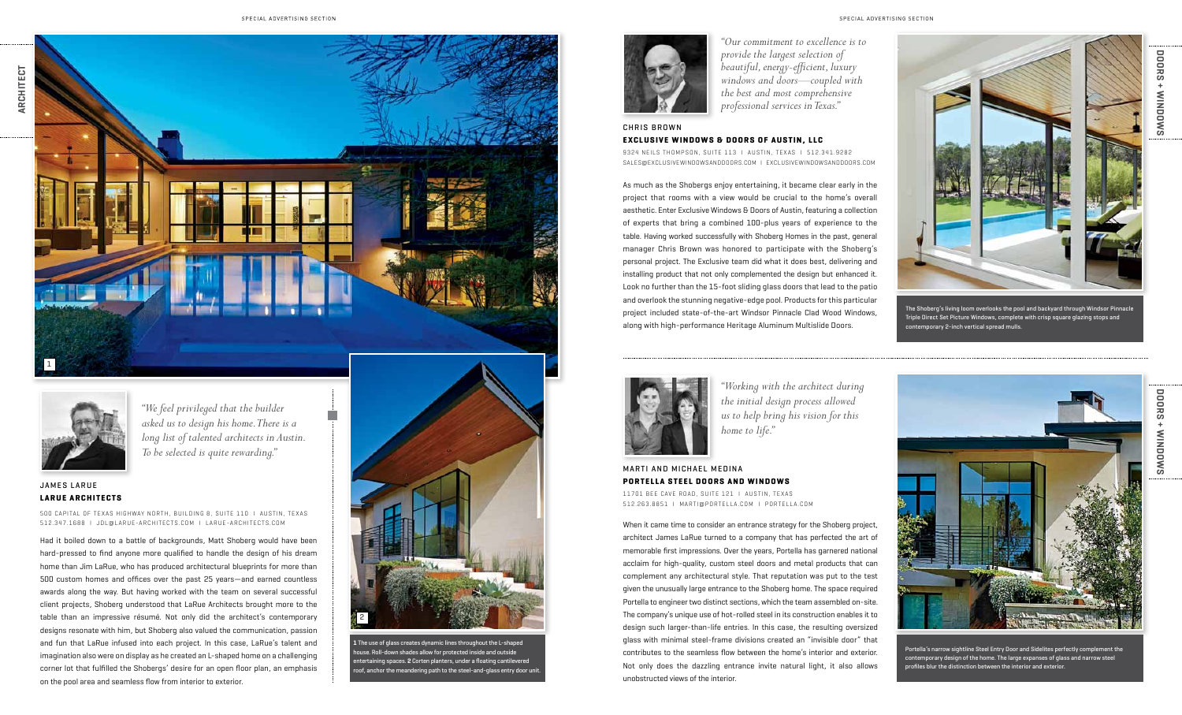# ARCHITECT

*"We feel privileged that the builder asked us to design his home. There is a long list of talented architects in Austin. To be selected is quite rewarding."*

JAMES LARUE

**LARUE ARCHITECTS**

500 CAPITAL OF TEXAS HIGHWAY NORTH, BUILDING 8, SUITE 110 | AUSTIN, TEXAS
512.347.1688 | JDL@LARUE-ARCHITECTS.COM | LARUE-ARCHITECTS.COM

Had it boiled down to a battle of backgrounds, Matt Shoberg would have been hard-pressed to find anyone more qualified to handle the design of his dream home than Jim LaRue, who has produced architectural blueprints for more than 500 custom homes and offices over the past 25 years—and earned countless awards along the way. But having worked with the team on several successful client projects, Shoberg understood that LaRue Architects brought more to the table than an impressive résumé. Not only did the architect's contemporary designs resonate with him, but Shoberg also valued the communication, passion and fun that LaRue infused into each project. In this case, LaRue's talent and imagination also were on display as he created an L-shaped home on a challenging corner lot that fulfilled the Shobergs' desire for an open floor plan, an emphasis on the pool area and seamless flow from interior to exterior.

**1** The use of glass creates dynamic lines throughout the L-shaped house. Roll-down shades allow for protected inside and outside entertaining spaces. **2** Corten planters, under a floating cantilevered roof, anchor the meandering path to the steel-and-glass entry door unit.

# DOORS + WINDOWS

*"Our commitment to excellence is to provide the largest selection of beautiful, energy-efficient, luxury windows and doors—coupled with the best and most comprehensive professional services in Texas."*

CHRIS BROWN

**EXCLUSIVE WINDOWS & DOORS OF AUSTIN, LLC**

9324 NEILS THOMPSON, SUITE 113 | AUSTIN, TEXAS | 512.341.9282
SALES@EXCLUSIVEWINDOWSANDDOORS.COM | EXCLUSIVEWINDOWSANDDOORS.COM

As much as the Shobergs enjoy entertaining, it became clear early in the project that rooms with a view would be crucial to the home's overall aesthetic. Enter Exclusive Windows & Doors of Austin, featuring a collection of experts that bring a combined 100-plus years of experience to the table. Having worked successfully with Shoberg Homes in the past, general manager Chris Brown was honored to participate with the Shoberg's personal project. The Exclusive team did what it does best, delivering and installing product that not only complemented the design but enhanced it. Look no further than the 15-foot sliding glass doors that lead to the patio and overlook the stunning negative-edge pool. Products for this particular project included state-of-the-art Windsor Pinnacle Clad Wood Windows, along with high-performance Heritage Aluminum Multislide Doors.

The Shoberg's living loom overlooks the pool and backyard through Windsor Pinnacle Triple Direct Set Picture Windows, complete with crisp square glazing stops and contemporary 2-inch vertical spread mulls.

# DOORS + WINDOWS

*"Working with the architect during the initial design process allowed us to help bring his vision for this home to life."*

MARTI AND MICHAEL MEDINA

**PORTELLA STEEL DOORS AND WINDOWS**

11701 BEE CAVE ROAD, SUITE 121 | AUSTIN, TEXAS
512.263.8851 | MARTI@PORTELLA.COM | PORTELLA.COM

When it came time to consider an entrance strategy for the Shoberg project, architect James LaRue turned to a company that has perfected the art of memorable first impressions. Over the years, Portella has garnered national acclaim for high-quality, custom steel doors and metal products that can complement any architectural style. That reputation was put to the test given the unusually large entrance to the Shoberg home. The space required Portella to engineer two distinct sections, which the team assembled on-site. The company's unique use of hot-rolled steel in its construction enables it to design such larger-than-life entries. In this case, the resulting oversized glass with minimal steel-frame divisions created an "invisible door" that contributes to the seamless flow between the home's interior and exterior. Not only does the dazzling entrance invite natural light, it also allows unobstructed views of the interior.

Portella's narrow sightline Steel Entry Door and Sidelites perfectly complement the contemporary design of the home. The large expanses of glass and narrow steel profiles blur the distinction between the interior and exterior.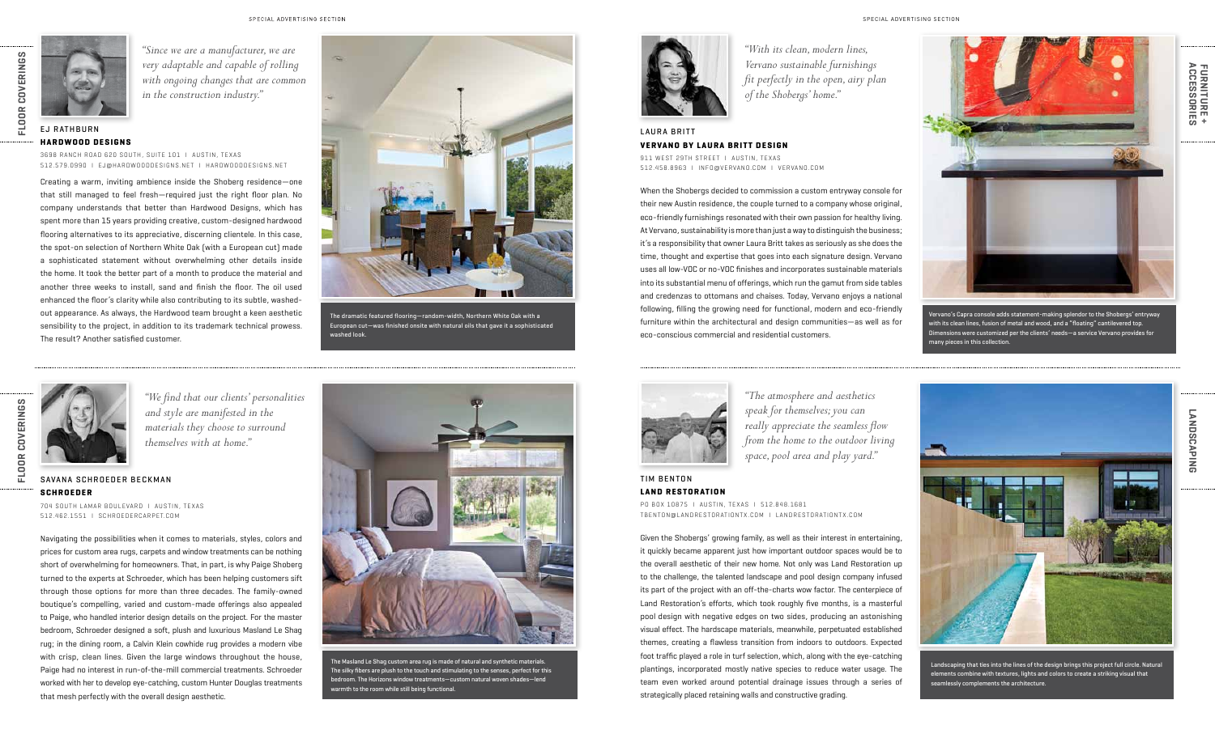FLOOR COVERINGS

*"Since we are a manufacturer, we are very adaptable and capable of rolling with ongoing changes that are common in the construction industry."*

## EJ RATHBURN
### HARDWOOD DESIGNS

3698 RANCH ROAD 620 SOUTH, SUITE 101 | AUSTIN, TEXAS
512.579.0990 | EJ@HARDWOODDESIGNS.NET | HARDWOODDESIGNS.NET

Creating a warm, inviting ambience inside the Shoberg residence—one that still managed to feel fresh—required just the right floor plan. No company understands that better than Hardwood Designs, which has spent more than 15 years providing creative, custom-designed hardwood flooring alternatives to its appreciative, discerning clientele. In this case, the spot-on selection of Northern White Oak (with a European cut) made a sophisticated statement without overwhelming other details inside the home. It took the better part of a month to produce the material and another three weeks to install, sand and finish the floor. The oil used enhanced the floor's clarity while also contributing to its subtle, washed-out appearance. As always, the Hardwood team brought a keen aesthetic sensibility to the project, in addition to its trademark technical prowess. The result? Another satisfied customer.

The dramatic featured flooring—random-width, Northern White Oak with a European cut—was finished onsite with natural oils that gave it a sophisticated washed look.

FLOOR COVERINGS

*"We find that our clients' personalities and style are manifested in the materials they choose to surround themselves with at home."*

## SAVANA SCHROEDER BECKMAN
### SCHROEDER

704 SOUTH LAMAR BOULEVARD | AUSTIN, TEXAS
512.462.1551 | SCHROEDERCARPET.COM

Navigating the possibilities when it comes to materials, styles, colors and prices for custom area rugs, carpets and window treatments can be nothing short of overwhelming for homeowners. That, in part, is why Paige Shoberg turned to the experts at Schroeder, which has been helping customers sift through those options for more than three decades. The family-owned boutique's compelling, varied and custom-made offerings also appealed to Paige, who handled interior design details on the project. For the master bedroom, Schroeder designed a soft, plush and luxurious Masland Le Shag rug; in the dining room, a Calvin Klein cowhide rug provides a modern vibe with crisp, clean lines. Given the large windows throughout the house, Paige had no interest in run-of-the-mill commercial treatments. Schroeder worked with her to develop eye-catching, custom Hunter Douglas treatments that mesh perfectly with the overall design aesthetic.

The Masland Le Shag custom area rug is made of natural and synthetic materials. The silky fibers are plush to the touch and stimulating to the senses, perfect for this bedroom. The Horizons window treatments—custom natural woven shades—lend warmth to the room while still being functional.

FURNITURE + ACCESSORIES

*"With its clean, modern lines, Vervano sustainable furnishings fit perfectly in the open, airy plan of the Shobergs' home."*

## LAURA BRITT
### VERVANO BY LAURA BRITT DESIGN

911 WEST 29TH STREET | AUSTIN, TEXAS
512.458.8963 | INFO@VERVANO.COM | VERVANO.COM

When the Shobergs decided to commission a custom entryway console for their new Austin residence, the couple turned to a company whose original, eco-friendly furnishings resonated with their own passion for healthy living. At Vervano, sustainability is more than just a way to distinguish the business; it's a responsibility that owner Laura Britt takes as seriously as she does the time, thought and expertise that goes into each signature design. Vervano uses all low-VOC or no-VOC finishes and incorporates sustainable materials into its substantial menu of offerings, which run the gamut from side tables and credenzas to ottomans and chaises. Today, Vervano enjoys a national following, filling the growing need for functional, modern and eco-friendly furniture within the architectural and design communities—as well as for eco-conscious commercial and residential customers.

Vervano's Capra console adds statement-making splendor to the Shobergs' entryway with its clean lines, fusion of metal and wood, and a "floating" cantilevered top. Dimensions were customized per the clients' needs—a service Vervano provides for many pieces in this collection.

LANDSCAPING

*"The atmosphere and aesthetics speak for themselves; you can really appreciate the seamless flow from the home to the outdoor living space, pool area and play yard."*

## TIM BENTON
### LAND RESTORATION

PO BOX 10875 | AUSTIN, TEXAS | 512.848.1681
TBENTON@LANDRESTORATIONTX.COM | LANDRESTORATIONTX.COM

Given the Shobergs' growing family, as well as their interest in entertaining, it quickly became apparent just how important outdoor spaces would be to the overall aesthetic of their new home. Not only was Land Restoration up to the challenge, the talented landscape and pool design company infused its part of the project with an off-the-charts wow factor. The centerpiece of Land Restoration's efforts, which took roughly five months, is a masterful pool design with negative edges on two sides, producing an astonishing visual effect. The hardscape materials, meanwhile, perpetuated established themes, creating a flawless transition from indoors to outdoors. Expected foot traffic played a role in turf selection, which, along with the eye-catching plantings, incorporated mostly native species to reduce water usage. The team even worked around potential drainage issues through a series of strategically placed retaining walls and constructive grading.

Landscaping that ties into the lines of the design brings this project full circle. Natural elements combine with textures, lights and colors to create a striking visual that seamlessly complements the architecture.